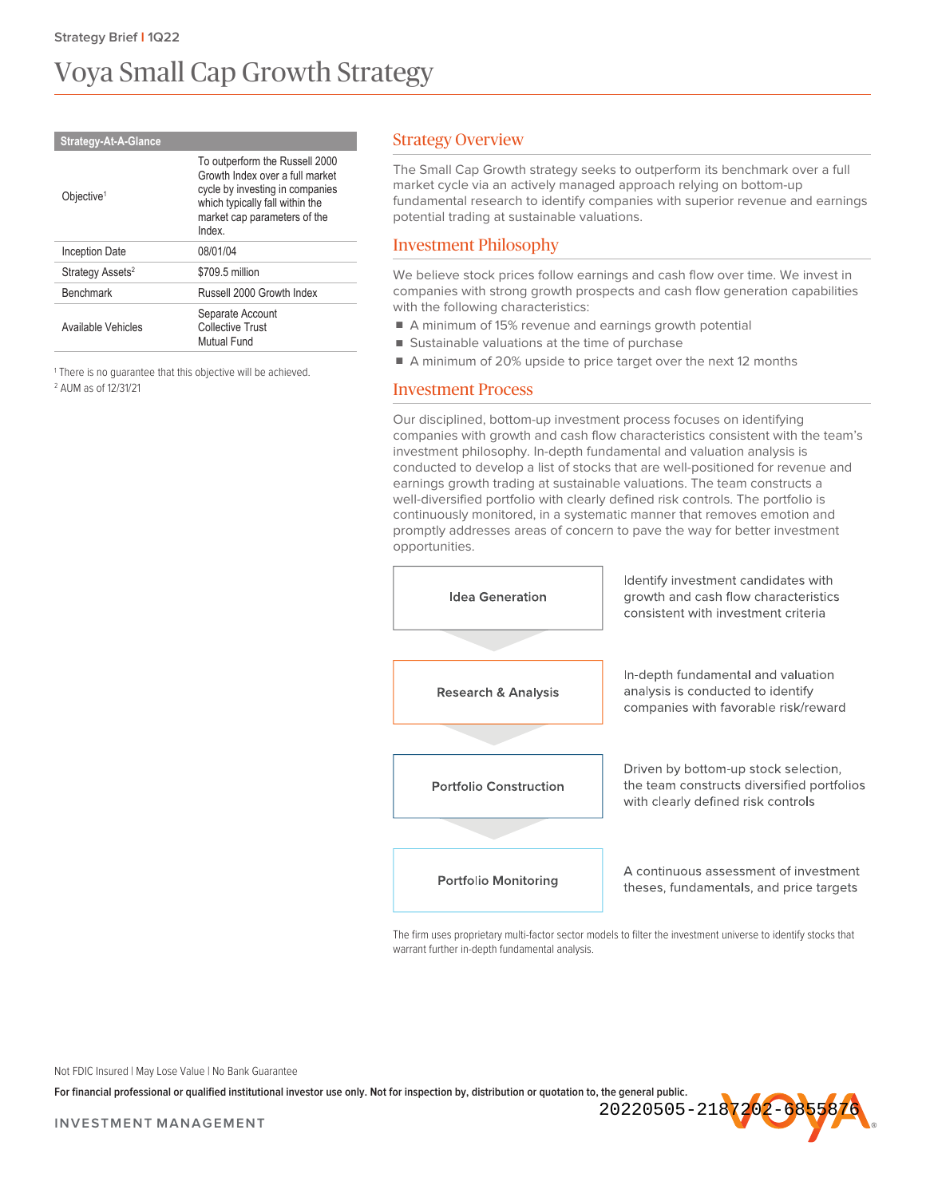Strategy Brief | 1Q22

# Voya Small Cap Growth Strategy

| Strategy-At-A-Glance | |
|---|---|
| Objective[1] | To outperform the Russell 2000 Growth Index over a full market cycle by investing in companies which typically fall within the market cap parameters of the Index. |
| Inception Date | 08/01/04 |
| Strategy Assets[2] | $709.5 million |
| Benchmark | Russell 2000 Growth Index |
| Available Vehicles | Separate Account<br>Collective Trust<br>Mutual Fund |

[1] There is no guarantee that this objective will be achieved.
[2] AUM as of 12/31/21

## Strategy Overview

The Small Cap Growth strategy seeks to outperform its benchmark over a full market cycle via an actively managed approach relying on bottom-up fundamental research to identify companies with superior revenue and earnings potential trading at sustainable valuations.

## Investment Philosophy

We believe stock prices follow earnings and cash flow over time. We invest in companies with strong growth prospects and cash flow generation capabilities with the following characteristics:

- A minimum of 15% revenue and earnings growth potential
- Sustainable valuations at the time of purchase
- A minimum of 20% upside to price target over the next 12 months

## Investment Process

Our disciplined, bottom-up investment process focuses on identifying companies with growth and cash flow characteristics consistent with the team's investment philosophy. In-depth fundamental and valuation analysis is conducted to develop a list of stocks that are well-positioned for revenue and earnings growth trading at sustainable valuations. The team constructs a well-diversified portfolio with clearly defined risk controls. The portfolio is continuously monitored, in a systematic manner that removes emotion and promptly addresses areas of concern to pave the way for better investment opportunities.

**Idea Generation** — Identify investment candidates with growth and cash flow characteristics consistent with investment criteria

**Research & Analysis** — In-depth fundamental and valuation analysis is conducted to identify companies with favorable risk/reward

**Portfolio Construction** — Driven by bottom-up stock selection, the team constructs diversified portfolios with clearly defined risk controls

**Portfolio Monitoring** — A continuous assessment of investment theses, fundamentals, and price targets

The firm uses proprietary multi-factor sector models to filter the investment universe to identify stocks that warrant further in-depth fundamental analysis.

Not FDIC Insured | May Lose Value | No Bank Guarantee

**For financial professional or qualified institutional investor use only. Not for inspection by, distribution or quotation to, the general public.**

20220505-2187202-6855876

INVESTMENT MANAGEMENT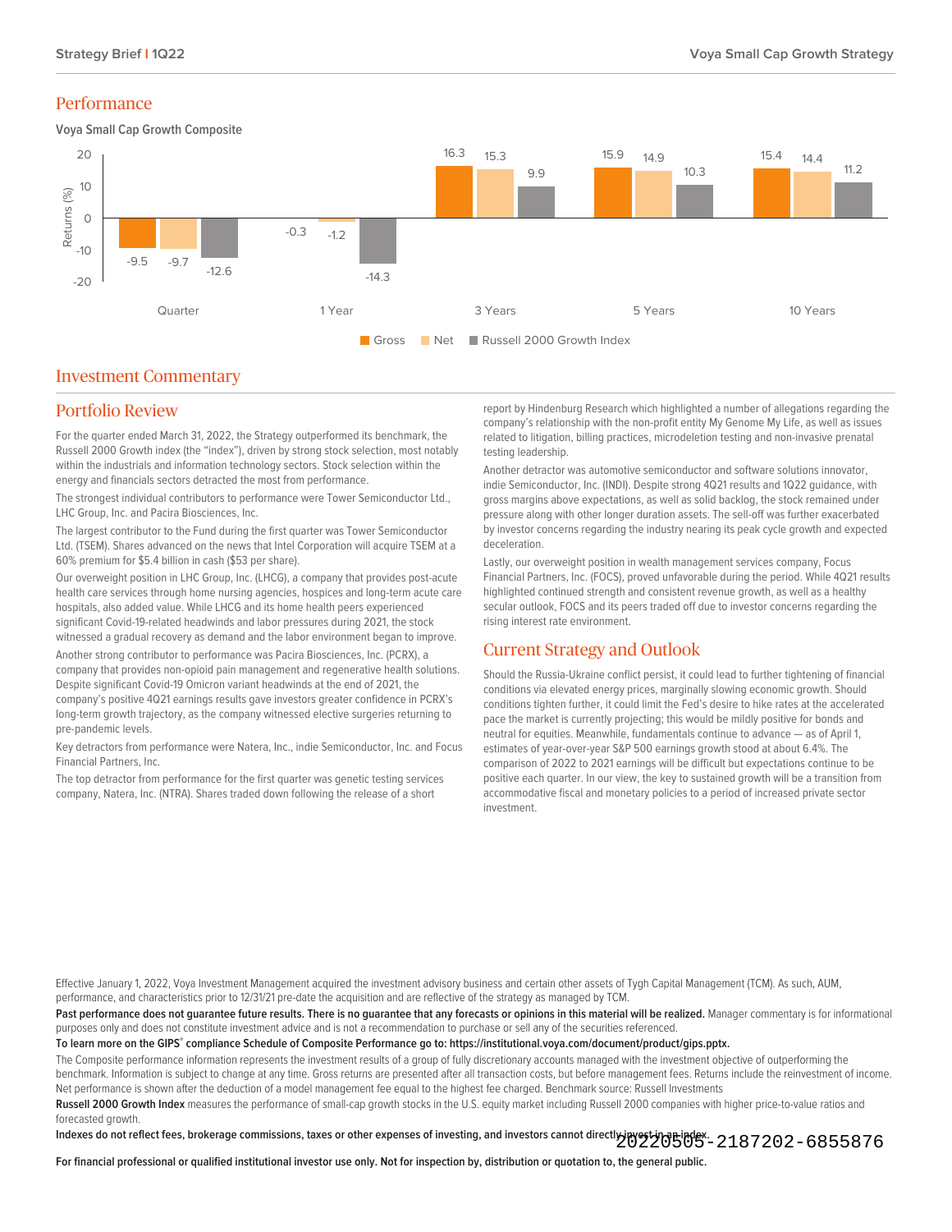## Performance

**Voya Small Cap Growth Composite**

| | Gross | Net | Russell 2000 Growth Index |
| --- | --- | --- | --- |
| Quarter | -9.5 | -9.7 | -12.6 |
| 1 Year | -0.3 | -1.2 | -14.3 |
| 3 Years | 16.3 | 15.3 | 9.9 |
| 5 Years | 15.9 | 14.9 | 10.3 |
| 10 Years | 15.4 | 14.4 | 11.2 |

## Investment Commentary

## Portfolio Review

For the quarter ended March 31, 2022, the Strategy outperformed its benchmark, the Russell 2000 Growth index (the "index"), driven by strong stock selection, most notably within the industrials and information technology sectors. Stock selection within the energy and financials sectors detracted the most from performance.

The strongest individual contributors to performance were Tower Semiconductor Ltd., LHC Group, Inc. and Pacira Biosciences, Inc.

The largest contributor to the Fund during the first quarter was Tower Semiconductor Ltd. (TSEM). Shares advanced on the news that Intel Corporation will acquire TSEM at a 60% premium for $5.4 billion in cash ($53 per share).

Our overweight position in LHC Group, Inc. (LHCG), a company that provides post-acute health care services through home nursing agencies, hospices and long-term acute care hospitals, also added value. While LHCG and its home health peers experienced significant Covid-19-related headwinds and labor pressures during 2021, the stock witnessed a gradual recovery as demand and the labor environment began to improve.

Another strong contributor to performance was Pacira Biosciences, Inc. (PCRX), a company that provides non-opioid pain management and regenerative health solutions. Despite significant Covid-19 Omicron variant headwinds at the end of 2021, the company's positive 4Q21 earnings results gave investors greater confidence in PCRX's long-term growth trajectory, as the company witnessed elective surgeries returning to pre-pandemic levels.

Key detractors from performance were Natera, Inc., indie Semiconductor, Inc. and Focus Financial Partners, Inc.

The top detractor from performance for the first quarter was genetic testing services company, Natera, Inc. (NTRA). Shares traded down following the release of a short report by Hindenburg Research which highlighted a number of allegations regarding the company's relationship with the non-profit entity My Genome My Life, as well as issues related to litigation, billing practices, microdeletion testing and non-invasive prenatal testing leadership.

Another detractor was automotive semiconductor and software solutions innovator, indie Semiconductor, Inc. (INDI). Despite strong 4Q21 results and 1Q22 guidance, with gross margins above expectations, as well as solid backlog, the stock remained under pressure along with other longer duration assets. The sell-off was further exacerbated by investor concerns regarding the industry nearing its peak cycle growth and expected deceleration.

Lastly, our overweight position in wealth management services company, Focus Financial Partners, Inc. (FOCS), proved unfavorable during the period. While 4Q21 results highlighted continued strength and consistent revenue growth, as well as a healthy secular outlook, FOCS and its peers traded off due to investor concerns regarding the rising interest rate environment.

## Current Strategy and Outlook

Should the Russia-Ukraine conflict persist, it could lead to further tightening of financial conditions via elevated energy prices, marginally slowing economic growth. Should conditions tighten further, it could limit the Fed's desire to hike rates at the accelerated pace the market is currently projecting; this would be mildly positive for bonds and neutral for equities. Meanwhile, fundamentals continue to advance — as of April 1, estimates of year-over-year S&P 500 earnings growth stood at about 6.4%. The comparison of 2022 to 2021 earnings will be difficult but expectations continue to be positive each quarter. In our view, the key to sustained growth will be a transition from accommodative fiscal and monetary policies to a period of increased private sector investment.

Effective January 1, 2022, Voya Investment Management acquired the investment advisory business and certain other assets of Tygh Capital Management (TCM). As such, AUM, performance, and characteristics prior to 12/31/21 pre-date the acquisition and are reflective of the strategy as managed by TCM.

**Past performance does not guarantee future results. There is no guarantee that any forecasts or opinions in this material will be realized.** Manager commentary is for informational purposes only and does not constitute investment advice and is not a recommendation to purchase or sell any of the securities referenced.

**To learn more on the GIPS® compliance Schedule of Composite Performance go to: https://institutional.voya.com/document/product/gips.pptx.**

The Composite performance information represents the investment results of a group of fully discretionary accounts managed with the investment objective of outperforming the benchmark. Information is subject to change at any time. Gross returns are presented after all transaction costs, but before management fees. Returns include the reinvestment of income. Net performance is shown after the deduction of a model management fee equal to the highest fee charged. Benchmark source: Russell Investments

**Russell 2000 Growth Index** measures the performance of small-cap growth stocks in the U.S. equity market including Russell 2000 companies with higher price-to-value ratios and forecasted growth.

**Indexes do not reflect fees, brokerage commissions, taxes or other expenses of investing, and investors cannot directly invest in an index.**

20220505-2187202-6855876

**For financial professional or qualified institutional investor use only. Not for inspection by, distribution or quotation to, the general public.**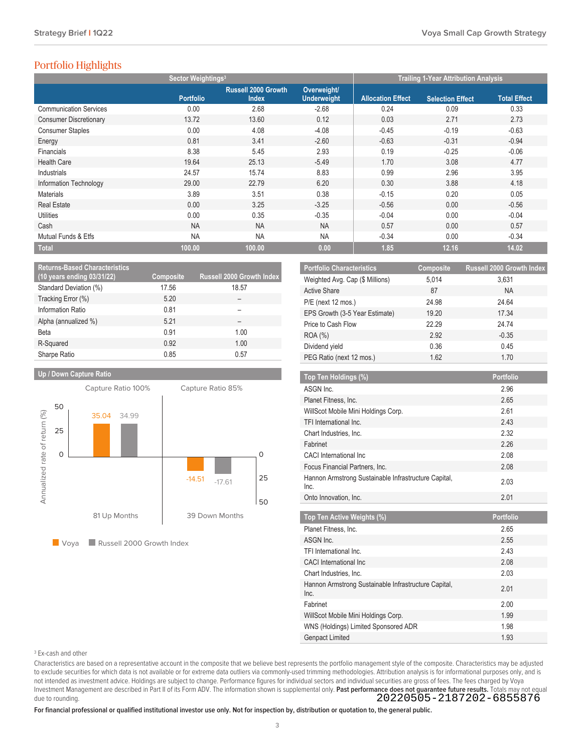## Portfolio Highlights

| | Sector Weightings[3] | | | Trailing 1-Year Attribution Analysis | | |
|---|---|---|---|---|---|---|
| | Portfolio | Russell 2000 Growth Index | Overweight/ Underweight | Allocation Effect | Selection Effect | Total Effect |
| Communication Services | 0.00 | 2.68 | -2.68 | 0.24 | 0.09 | 0.33 |
| Consumer Discretionary | 13.72 | 13.60 | 0.12 | 0.03 | 2.71 | 2.73 |
| Consumer Staples | 0.00 | 4.08 | -4.08 | -0.45 | -0.19 | -0.63 |
| Energy | 0.81 | 3.41 | -2.60 | -0.63 | -0.31 | -0.94 |
| Financials | 8.38 | 5.45 | 2.93 | 0.19 | -0.25 | -0.06 |
| Health Care | 19.64 | 25.13 | -5.49 | 1.70 | 3.08 | 4.77 |
| Industrials | 24.57 | 15.74 | 8.83 | 0.99 | 2.96 | 3.95 |
| Information Technology | 29.00 | 22.79 | 6.20 | 0.30 | 3.88 | 4.18 |
| Materials | 3.89 | 3.51 | 0.38 | -0.15 | 0.20 | 0.05 |
| Real Estate | 0.00 | 3.25 | -3.25 | -0.56 | 0.00 | -0.56 |
| Utilities | 0.00 | 0.35 | -0.35 | -0.04 | 0.00 | -0.04 |
| Cash | NA | NA | NA | 0.57 | 0.00 | 0.57 |
| Mutual Funds & Etfs | NA | NA | NA | -0.34 | 0.00 | -0.34 |
| **Total** | **100.00** | **100.00** | **0.00** | **1.85** | **12.16** | **14.02** |

| Returns-Based Characteristics (10 years ending 03/31/22) | Composite | Russell 2000 Growth Index |
|---|---|---|
| Standard Deviation (%) | 17.56 | 18.57 |
| Tracking Error (%) | 5.20 | – |
| Information Ratio | 0.81 | – |
| Alpha (annualized %) | 5.21 | – |
| Beta | 0.91 | 1.00 |
| R-Squared | 0.92 | 1.00 |
| Sharpe Ratio | 0.85 | 0.57 |

| Portfolio Characteristics | Composite | Russell 2000 Growth Index |
|---|---|---|
| Weighted Avg. Cap ($ Millions) | 5,014 | 3,631 |
| Active Share | 87 | NA |
| P/E (next 12 mos.) | 24.98 | 24.64 |
| EPS Growth (3-5 Year Estimate) | 19.20 | 17.34 |
| Price to Cash Flow | 22.29 | 24.74 |
| ROA (%) | 2.92 | -0.35 |
| Dividend yield | 0.36 | 0.45 |
| PEG Ratio (next 12 mos.) | 1.62 | 1.70 |

### Up / Down Capture Ratio

| | Capture Ratio 100% (81 Up Months) | Capture Ratio 85% (39 Down Months) |
|---|---|---|
| Voya | 35.04 | -14.51 |
| Russell 2000 Growth Index | 34.99 | -17.61 |

Annualized rate of return (%)

| Top Ten Holdings (%) | Portfolio |
|---|---|
| ASGN Inc. | 2.96 |
| Planet Fitness, Inc. | 2.65 |
| WillScot Mobile Mini Holdings Corp. | 2.61 |
| TFI International Inc. | 2.43 |
| Chart Industries, Inc. | 2.32 |
| Fabrinet | 2.26 |
| CACI International Inc | 2.08 |
| Focus Financial Partners, Inc. | 2.08 |
| Hannon Armstrong Sustainable Infrastructure Capital, Inc. | 2.03 |
| Onto Innovation, Inc. | 2.01 |

| Top Ten Active Weights (%) | Portfolio |
|---|---|
| Planet Fitness, Inc. | 2.65 |
| ASGN Inc. | 2.55 |
| TFI International Inc. | 2.43 |
| CACI International Inc | 2.08 |
| Chart Industries, Inc. | 2.03 |
| Hannon Armstrong Sustainable Infrastructure Capital, Inc. | 2.01 |
| Fabrinet | 2.00 |
| WillScot Mobile Mini Holdings Corp. | 1.99 |
| WNS (Holdings) Limited Sponsored ADR | 1.98 |
| Genpact Limited | 1.93 |

[3] Ex-cash and other

Characteristics are based on a representative account in the composite that we believe best represents the portfolio management style of the composite. Characteristics may be adjusted to exclude securities for which data is not available or for extreme data outliers via commonly-used trimming methodologies. Attribution analysis is for informational purposes only, and is not intended as investment advice. Holdings are subject to change. Performance figures for individual sectors and individual securities are gross of fees. The fees charged by Voya Investment Management are described in Part II of its Form ADV. The information shown is supplemental only. **Past performance does not guarantee future results.** Totals may not equal due to rounding.

20220505-2187202-6855876

**For financial professional or qualified institutional investor use only. Not for inspection by, distribution or quotation to, the general public.**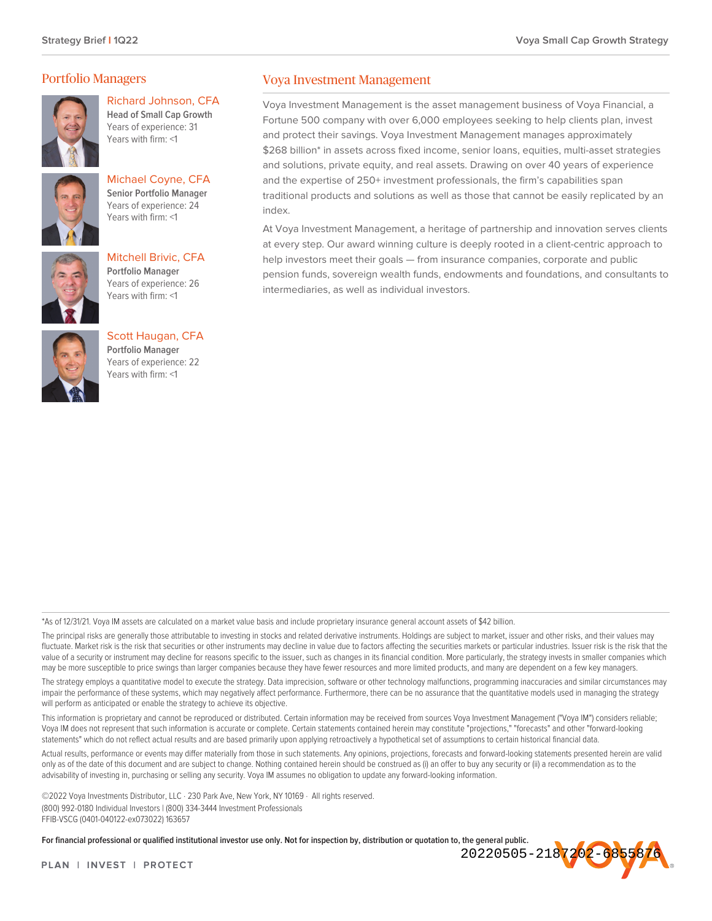## Portfolio Managers

**Richard Johnson, CFA**
Head of Small Cap Growth
Years of experience: 31
Years with firm: <1

**Michael Coyne, CFA**
Senior Portfolio Manager
Years of experience: 24
Years with firm: <1

**Mitchell Brivic, CFA**
Portfolio Manager
Years of experience: 26
Years with firm: <1

**Scott Haugan, CFA**
Portfolio Manager
Years of experience: 22
Years with firm: <1

## Voya Investment Management

Voya Investment Management is the asset management business of Voya Financial, a Fortune 500 company with over 6,000 employees seeking to help clients plan, invest and protect their savings. Voya Investment Management manages approximately $268 billion* in assets across fixed income, senior loans, equities, multi-asset strategies and solutions, private equity, and real assets. Drawing on over 40 years of experience and the expertise of 250+ investment professionals, the firm's capabilities span traditional products and solutions as well as those that cannot be easily replicated by an index.

At Voya Investment Management, a heritage of partnership and innovation serves clients at every step. Our award winning culture is deeply rooted in a client-centric approach to help investors meet their goals — from insurance companies, corporate and public pension funds, sovereign wealth funds, endowments and foundations, and consultants to intermediaries, as well as individual investors.

*As of 12/31/21. Voya IM assets are calculated on a market value basis and include proprietary insurance general account assets of $42 billion.

The principal risks are generally those attributable to investing in stocks and related derivative instruments. Holdings are subject to market, issuer and other risks, and their values may fluctuate. Market risk is the risk that securities or other instruments may decline in value due to factors affecting the securities markets or particular industries. Issuer risk is the risk that the value of a security or instrument may decline for reasons specific to the issuer, such as changes in its financial condition. More particularly, the strategy invests in smaller companies which may be more susceptible to price swings than larger companies because they have fewer resources and more limited products, and many are dependent on a few key managers.

The strategy employs a quantitative model to execute the strategy. Data imprecision, software or other technology malfunctions, programming inaccuracies and similar circumstances may impair the performance of these systems, which may negatively affect performance. Furthermore, there can be no assurance that the quantitative models used in managing the strategy will perform as anticipated or enable the strategy to achieve its objective.

This information is proprietary and cannot be reproduced or distributed. Certain information may be received from sources Voya Investment Management ("Voya IM") considers reliable; Voya IM does not represent that such information is accurate or complete. Certain statements contained herein may constitute "projections," "forecasts" and other "forward-looking statements" which do not reflect actual results and are based primarily upon applying retroactively a hypothetical set of assumptions to certain historical financial data.

Actual results, performance or events may differ materially from those in such statements. Any opinions, projections, forecasts and forward-looking statements presented herein are valid only as of the date of this document and are subject to change. Nothing contained herein should be construed as (i) an offer to buy any security or (ii) a recommendation as to the advisability of investing in, purchasing or selling any security. Voya IM assumes no obligation to update any forward-looking information.

©2022 Voya Investments Distributor, LLC · 230 Park Ave, New York, NY 10169 · All rights reserved.
(800) 992-0180 Individual Investors | (800) 334-3444 Investment Professionals
FFIB-VSCG (0401-040122-ex073022) 163657

**For financial professional or qualified institutional investor use only. Not for inspection by, distribution or quotation to, the general public.**

20220505-2187202-6855876

PLAN | INVEST | PROTECT